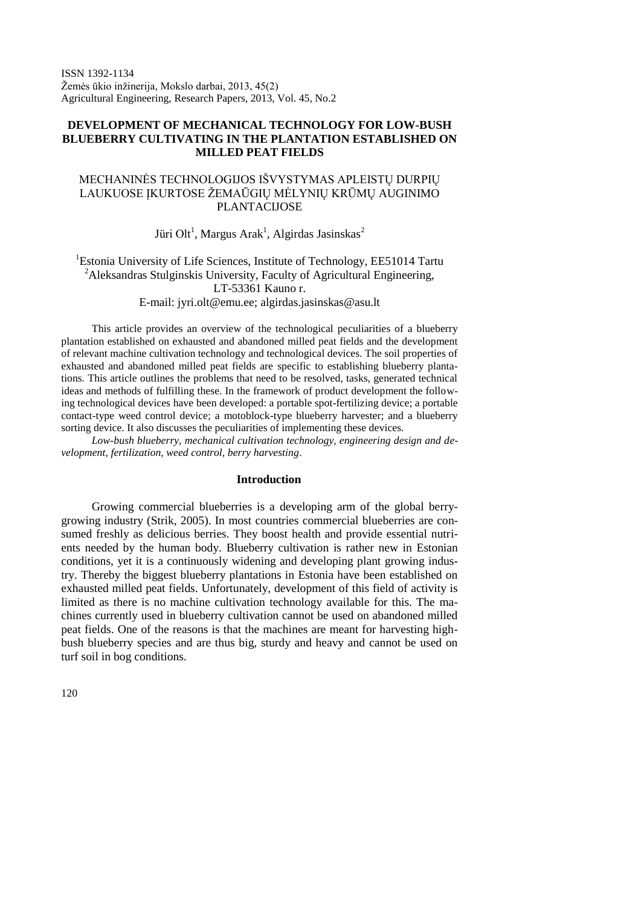ISSN 1392-1134
Žemės ūkio inžinerija, Mokslo darbai, 2013, 45(2)
Agricultural Engineering, Research Papers, 2013, Vol. 45, No.2

# DEVELOPMENT OF MECHANICAL TECHNOLOGY FOR LOW-BUSH BLUEBERRY CULTIVATING IN THE PLANTATION ESTABLISHED ON MILLED PEAT FIELDS

## MECHANINĖS TECHNOLOGIJOS IŠVYSTYMAS APLEISTŲ DURPIŲ LAUKUOSE ĮKURTOSE ŽEMAŪGIŲ MĖLYNIŲ KRŪMŲ AUGINIMO PLANTACIJOSE

Jüri Olt[1], Margus Arak[1], Algirdas Jasinskas[2]

[1]Estonia University of Life Sciences, Institute of Technology, EE51014 Tartu
[2]Aleksandras Stulginskis University, Faculty of Agricultural Engineering, LT-53361 Kauno r.
E-mail: jyri.olt@emu.ee; algirdas.jasinskas@asu.lt

This article provides an overview of the technological peculiarities of a blueberry plantation established on exhausted and abandoned milled peat fields and the development of relevant machine cultivation technology and technological devices. The soil properties of exhausted and abandoned milled peat fields are specific to establishing blueberry plantations. This article outlines the problems that need to be resolved, tasks, generated technical ideas and methods of fulfilling these. In the framework of product development the following technological devices have been developed: a portable spot-fertilizing device; a portable contact-type weed control device; a motoblock-type blueberry harvester; and a blueberry sorting device. It also discusses the peculiarities of implementing these devices.

*Low-bush blueberry, mechanical cultivation technology, engineering design and development, fertilization, weed control, berry harvesting*.

### Introduction

Growing commercial blueberries is a developing arm of the global berry-growing industry (Strik, 2005). In most countries commercial blueberries are consumed freshly as delicious berries. They boost health and provide essential nutrients needed by the human body. Blueberry cultivation is rather new in Estonian conditions, yet it is a continuously widening and developing plant growing industry. Thereby the biggest blueberry plantations in Estonia have been established on exhausted milled peat fields. Unfortunately, development of this field of activity is limited as there is no machine cultivation technology available for this. The machines currently used in blueberry cultivation cannot be used on abandoned milled peat fields. One of the reasons is that the machines are meant for harvesting high-bush blueberry species and are thus big, sturdy and heavy and cannot be used on turf soil in bog conditions.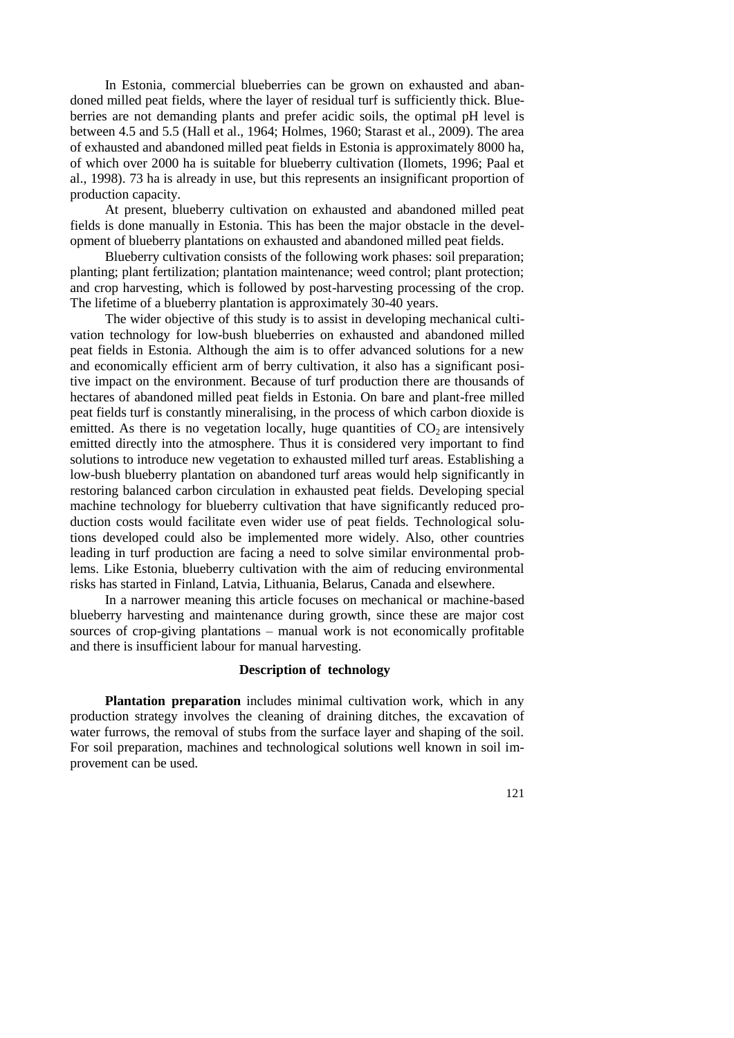In Estonia, commercial blueberries can be grown on exhausted and abandoned milled peat fields, where the layer of residual turf is sufficiently thick. Blueberries are not demanding plants and prefer acidic soils, the optimal pH level is between 4.5 and 5.5 (Hall et al., 1964; Holmes, 1960; Starast et al., 2009). The area of exhausted and abandoned milled peat fields in Estonia is approximately 8000 ha, of which over 2000 ha is suitable for blueberry cultivation (Ilomets, 1996; Paal et al., 1998). 73 ha is already in use, but this represents an insignificant proportion of production capacity.

At present, blueberry cultivation on exhausted and abandoned milled peat fields is done manually in Estonia. This has been the major obstacle in the development of blueberry plantations on exhausted and abandoned milled peat fields.

Blueberry cultivation consists of the following work phases: soil preparation; planting; plant fertilization; plantation maintenance; weed control; plant protection; and crop harvesting, which is followed by post-harvesting processing of the crop. The lifetime of a blueberry plantation is approximately 30-40 years.

The wider objective of this study is to assist in developing mechanical cultivation technology for low-bush blueberries on exhausted and abandoned milled peat fields in Estonia. Although the aim is to offer advanced solutions for a new and economically efficient arm of berry cultivation, it also has a significant positive impact on the environment. Because of turf production there are thousands of hectares of abandoned milled peat fields in Estonia. On bare and plant-free milled peat fields turf is constantly mineralising, in the process of which carbon dioxide is emitted. As there is no vegetation locally, huge quantities of $CO_2$ are intensively emitted directly into the atmosphere. Thus it is considered very important to find solutions to introduce new vegetation to exhausted milled turf areas. Establishing a low-bush blueberry plantation on abandoned turf areas would help significantly in restoring balanced carbon circulation in exhausted peat fields. Developing special machine technology for blueberry cultivation that have significantly reduced production costs would facilitate even wider use of peat fields. Technological solutions developed could also be implemented more widely. Also, other countries leading in turf production are facing a need to solve similar environmental problems. Like Estonia, blueberry cultivation with the aim of reducing environmental risks has started in Finland, Latvia, Lithuania, Belarus, Canada and elsewhere.

In a narrower meaning this article focuses on mechanical or machine-based blueberry harvesting and maintenance during growth, since these are major cost sources of crop-giving plantations – manual work is not economically profitable and there is insufficient labour for manual harvesting.

## Description of technology

**Plantation preparation** includes minimal cultivation work, which in any production strategy involves the cleaning of draining ditches, the excavation of water furrows, the removal of stubs from the surface layer and shaping of the soil. For soil preparation, machines and technological solutions well known in soil improvement can be used.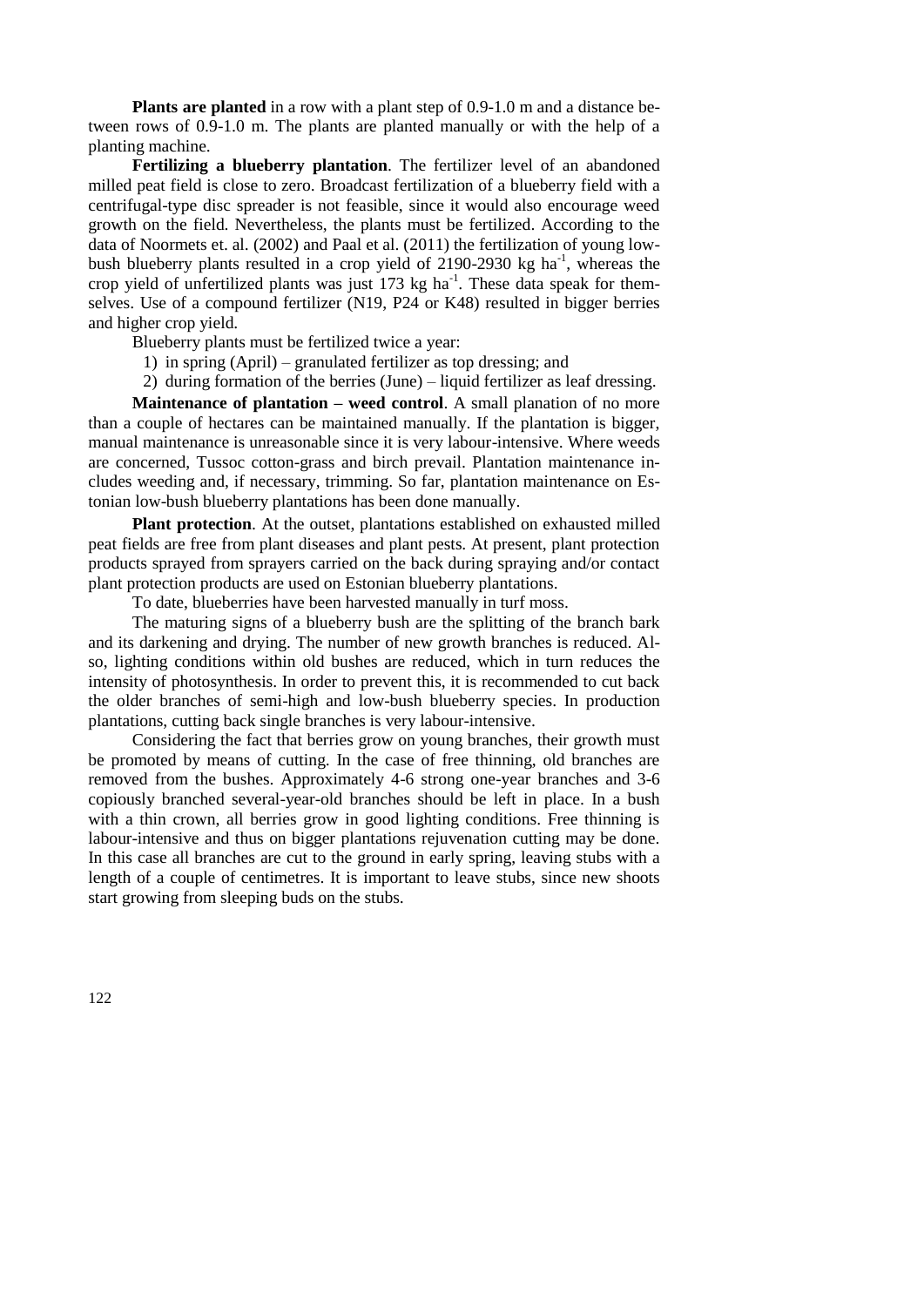**Plants are planted** in a row with a plant step of 0.9-1.0 m and a distance between rows of 0.9-1.0 m. The plants are planted manually or with the help of a planting machine.

**Fertilizing a blueberry plantation**. The fertilizer level of an abandoned milled peat field is close to zero. Broadcast fertilization of a blueberry field with a centrifugal-type disc spreader is not feasible, since it would also encourage weed growth on the field. Nevertheless, the plants must be fertilized. According to the data of Noormets et. al. (2002) and Paal et al. (2011) the fertilization of young low-bush blueberry plants resulted in a crop yield of 2190-2930 kg $ha^{-1}$, whereas the crop yield of unfertilized plants was just 173 kg $ha^{-1}$. These data speak for themselves. Use of a compound fertilizer (N19, P24 or K48) resulted in bigger berries and higher crop yield.

Blueberry plants must be fertilized twice a year:

1) in spring (April) – granulated fertilizer as top dressing; and
2) during formation of the berries (June) – liquid fertilizer as leaf dressing.

**Maintenance of plantation – weed control**. A small planation of no more than a couple of hectares can be maintained manually. If the plantation is bigger, manual maintenance is unreasonable since it is very labour-intensive. Where weeds are concerned, Tussoc cotton-grass and birch prevail. Plantation maintenance includes weeding and, if necessary, trimming. So far, plantation maintenance on Estonian low-bush blueberry plantations has been done manually.

**Plant protection**. At the outset, plantations established on exhausted milled peat fields are free from plant diseases and plant pests. At present, plant protection products sprayed from sprayers carried on the back during spraying and/or contact plant protection products are used on Estonian blueberry plantations.

To date, blueberries have been harvested manually in turf moss.

The maturing signs of a blueberry bush are the splitting of the branch bark and its darkening and drying. The number of new growth branches is reduced. Also, lighting conditions within old bushes are reduced, which in turn reduces the intensity of photosynthesis. In order to prevent this, it is recommended to cut back the older branches of semi-high and low-bush blueberry species. In production plantations, cutting back single branches is very labour-intensive.

Considering the fact that berries grow on young branches, their growth must be promoted by means of cutting. In the case of free thinning, old branches are removed from the bushes. Approximately 4-6 strong one-year branches and 3-6 copiously branched several-year-old branches should be left in place. In a bush with a thin crown, all berries grow in good lighting conditions. Free thinning is labour-intensive and thus on bigger plantations rejuvenation cutting may be done. In this case all branches are cut to the ground in early spring, leaving stubs with a length of a couple of centimetres. It is important to leave stubs, since new shoots start growing from sleeping buds on the stubs.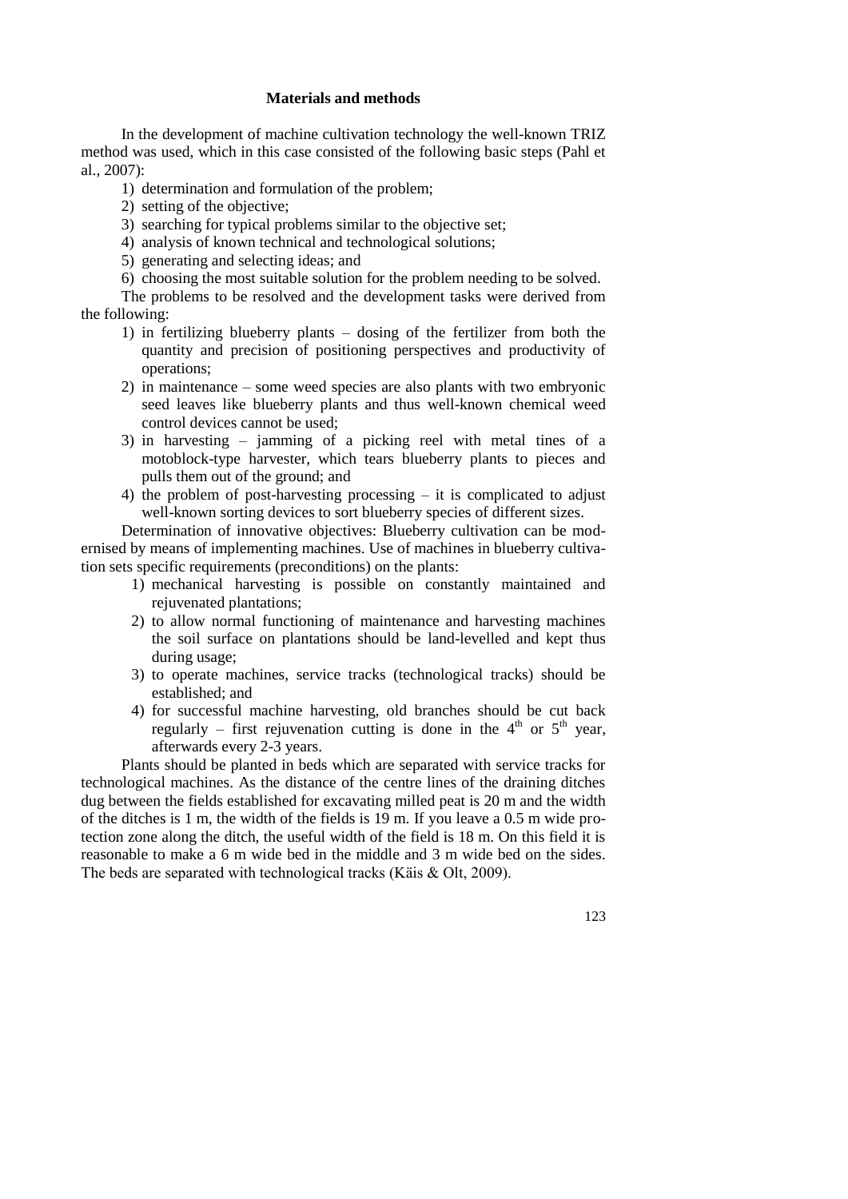## Materials and methods

In the development of machine cultivation technology the well-known TRIZ method was used, which in this case consisted of the following basic steps (Pahl et al., 2007):

1) determination and formulation of the problem;
2) setting of the objective;
3) searching for typical problems similar to the objective set;
4) analysis of known technical and technological solutions;
5) generating and selecting ideas; and
6) choosing the most suitable solution for the problem needing to be solved.

The problems to be resolved and the development tasks were derived from the following:

1) in fertilizing blueberry plants – dosing of the fertilizer from both the quantity and precision of positioning perspectives and productivity of operations;
2) in maintenance – some weed species are also plants with two embryonic seed leaves like blueberry plants and thus well-known chemical weed control devices cannot be used;
3) in harvesting – jamming of a picking reel with metal tines of a motoblock-type harvester, which tears blueberry plants to pieces and pulls them out of the ground; and
4) the problem of post-harvesting processing – it is complicated to adjust well-known sorting devices to sort blueberry species of different sizes.

Determination of innovative objectives: Blueberry cultivation can be modernised by means of implementing machines. Use of machines in blueberry cultivation sets specific requirements (preconditions) on the plants:

1) mechanical harvesting is possible on constantly maintained and rejuvenated plantations;
2) to allow normal functioning of maintenance and harvesting machines the soil surface on plantations should be land-levelled and kept thus during usage;
3) to operate machines, service tracks (technological tracks) should be established; and
4) for successful machine harvesting, old branches should be cut back regularly – first rejuvenation cutting is done in the $4^{th}$ or $5^{th}$ year, afterwards every 2-3 years.

Plants should be planted in beds which are separated with service tracks for technological machines. As the distance of the centre lines of the draining ditches dug between the fields established for excavating milled peat is 20 m and the width of the ditches is 1 m, the width of the fields is 19 m. If you leave a 0.5 m wide protection zone along the ditch, the useful width of the field is 18 m. On this field it is reasonable to make a 6 m wide bed in the middle and 3 m wide bed on the sides. The beds are separated with technological tracks (Käis & Olt, 2009).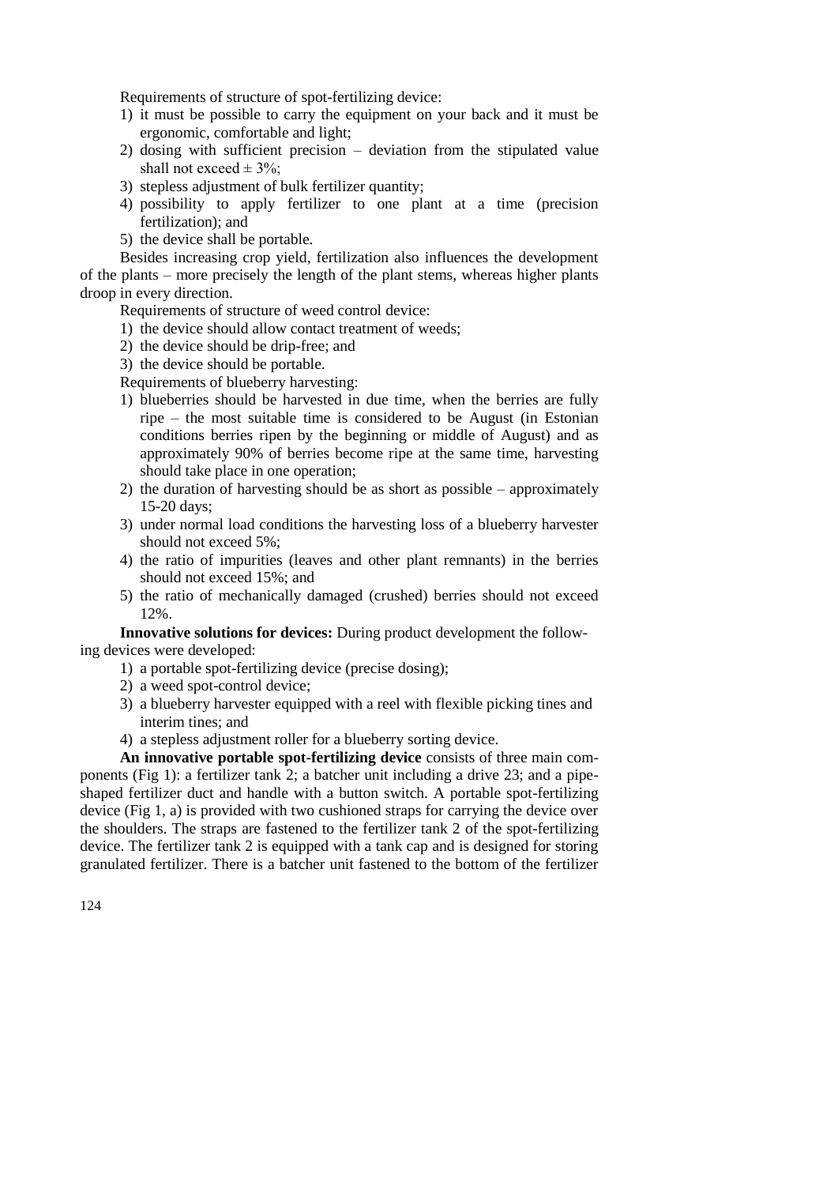Requirements of structure of spot-fertilizing device:

1) it must be possible to carry the equipment on your back and it must be ergonomic, comfortable and light;
2) dosing with sufficient precision – deviation from the stipulated value shall not exceed $\pm$ 3%;
3) stepless adjustment of bulk fertilizer quantity;
4) possibility to apply fertilizer to one plant at a time (precision fertilization); and
5) the device shall be portable.

Besides increasing crop yield, fertilization also influences the development of the plants – more precisely the length of the plant stems, whereas higher plants droop in every direction.

Requirements of structure of weed control device:

1) the device should allow contact treatment of weeds;
2) the device should be drip-free; and
3) the device should be portable.

Requirements of blueberry harvesting:

1) blueberries should be harvested in due time, when the berries are fully ripe – the most suitable time is considered to be August (in Estonian conditions berries ripen by the beginning or middle of August) and as approximately 90% of berries become ripe at the same time, harvesting should take place in one operation;
2) the duration of harvesting should be as short as possible – approximately 15-20 days;
3) under normal load conditions the harvesting loss of a blueberry harvester should not exceed 5%;
4) the ratio of impurities (leaves and other plant remnants) in the berries should not exceed 15%; and
5) the ratio of mechanically damaged (crushed) berries should not exceed 12%.

**Innovative solutions for devices:** During product development the following devices were developed:

1) a portable spot-fertilizing device (precise dosing);
2) a weed spot-control device;
3) a blueberry harvester equipped with a reel with flexible picking tines and interim tines; and
4) a stepless adjustment roller for a blueberry sorting device.

**An innovative portable spot-fertilizing device** consists of three main components (Fig 1): a fertilizer tank 2; a batcher unit including a drive 23; and a pipe-shaped fertilizer duct and handle with a button switch. A portable spot-fertilizing device (Fig 1, a) is provided with two cushioned straps for carrying the device over the shoulders. The straps are fastened to the fertilizer tank 2 of the spot-fertilizing device. The fertilizer tank 2 is equipped with a tank cap and is designed for storing granulated fertilizer. There is a batcher unit fastened to the bottom of the fertilizer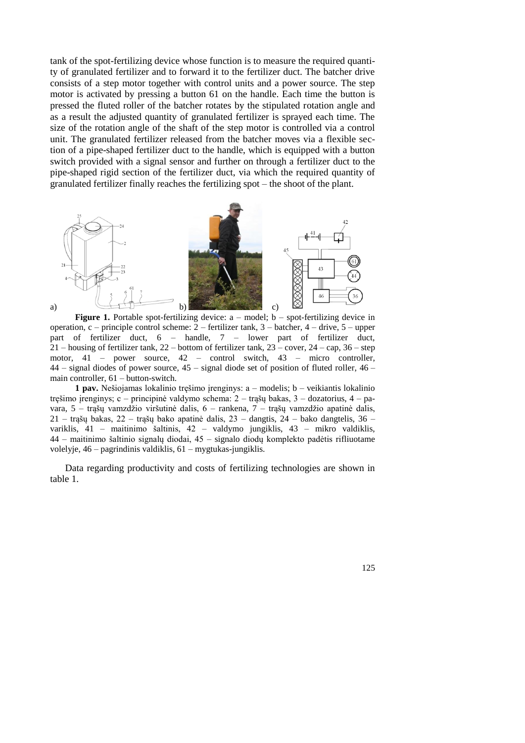tank of the spot-fertilizing device whose function is to measure the required quantity of granulated fertilizer and to forward it to the fertilizer duct. The batcher drive consists of a step motor together with control units and a power source. The step motor is activated by pressing a button 61 on the handle. Each time the button is pressed the fluted roller of the batcher rotates by the stipulated rotation angle and as a result the adjusted quantity of granulated fertilizer is sprayed each time. The size of the rotation angle of the shaft of the step motor is controlled via a control unit. The granulated fertilizer released from the batcher moves via a flexible section of a pipe-shaped fertilizer duct to the handle, which is equipped with a button switch provided with a signal sensor and further on through a fertilizer duct to the pipe-shaped rigid section of the fertilizer duct, via which the required quantity of granulated fertilizer finally reaches the fertilizing spot – the shoot of the plant.

a) b) c)

**Figure 1.** Portable spot-fertilizing device: a – model; b – spot-fertilizing device in operation, c – principle control scheme: 2 – fertilizer tank, 3 – batcher, 4 – drive, 5 – upper part of fertilizer duct, 6 – handle, 7 – lower part of fertilizer duct, 21 – housing of fertilizer tank, 22 – bottom of fertilizer tank, 23 – cover, 24 – cap, 36 – step motor, 41 – power source, 42 – control switch, 43 – micro controller, 44 – signal diodes of power source, 45 – signal diode set of position of fluted roller, 46 – main controller, 61 – button-switch.

**1 pav.** Nešiojamas lokalinio tręšimo įrenginys: a – modelis; b – veikiantis lokalinio tręšimo įrenginys; c – principinė valdymo schema: 2 – trąšų bakas, 3 – dozatorius, 4 – pavara, 5 – trąšų vamzdžio viršutinė dalis, 6 – rankena, 7 – trąšų vamzdžio apatinė dalis, 21 – trąšų bakas, 22 – trąšų bako apatinė dalis, 23 – dangtis, 24 – bako dangtelis, 36 – variklis, 41 – maitinimo šaltinis, 42 – valdymo jungiklis, 43 – mikro valdiklis, 44 – maitinimo šaltinio signalų diodai, 45 – signalo diodų komplekto padėtis rifliuotame volelyje, 46 – pagrindinis valdiklis, 61 – mygtukas-jungiklis.

Data regarding productivity and costs of fertilizing technologies are shown in table 1.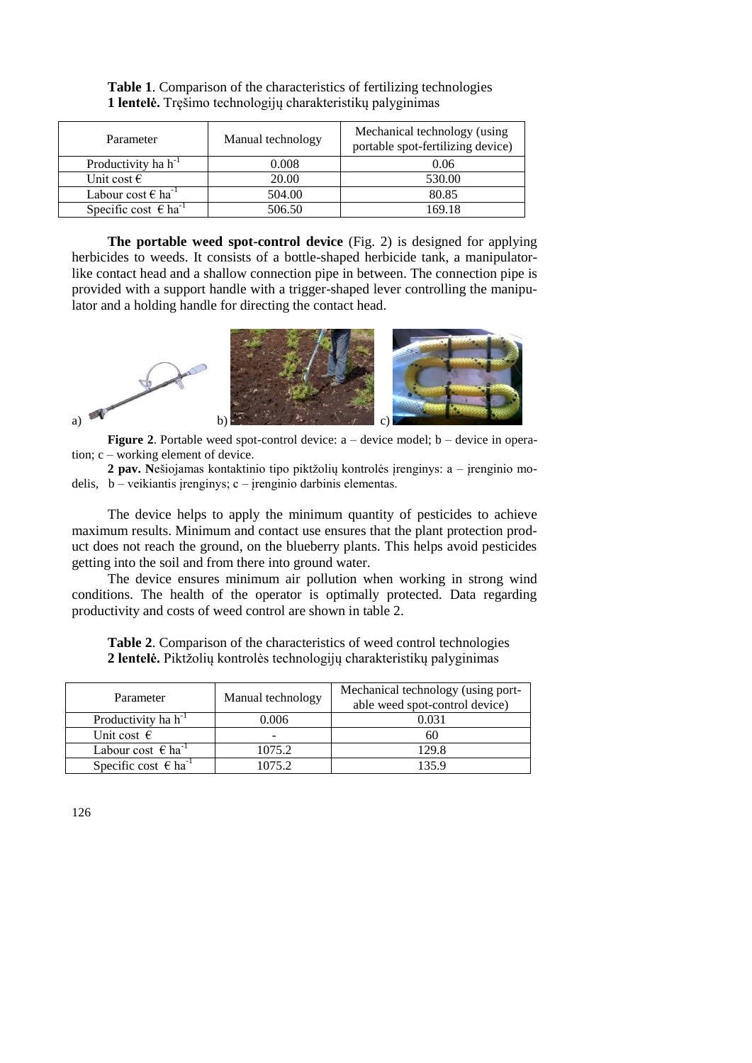**Table 1**. Comparison of the characteristics of fertilizing technologies
**1 lentelė.** Tręšimo technologijų charakteristikų palyginimas

| Parameter | Manual technology | Mechanical technology (using portable spot-fertilizing device) |
|---|---|---|
| Productivity ha $h^{-1}$ | 0.008 | 0.06 |
| Unit cost € | 20.00 | 530.00 |
| Labour cost € $ha^{-1}$ | 504.00 | 80.85 |
| Specific cost € $ha^{-1}$ | 506.50 | 169.18 |

**The portable weed spot-control device** (Fig. 2) is designed for applying herbicides to weeds. It consists of a bottle-shaped herbicide tank, a manipulator-like contact head and a shallow connection pipe in between. The connection pipe is provided with a support handle with a trigger-shaped lever controlling the manipulator and a holding handle for directing the contact head.

a) b) c)

**Figure 2**. Portable weed spot-control device: a – device model; b – device in operation; c – working element of device.

**2 pav. N**ešiojamas kontaktinio tipo piktžolių kontrolės įrenginys: a – įrenginio modelis, b – veikiantis įrenginys; c – įrenginio darbinis elementas.

The device helps to apply the minimum quantity of pesticides to achieve maximum results. Minimum and contact use ensures that the plant protection product does not reach the ground, on the blueberry plants. This helps avoid pesticides getting into the soil and from there into ground water.

The device ensures minimum air pollution when working in strong wind conditions. The health of the operator is optimally protected. Data regarding productivity and costs of weed control are shown in table 2.

**Table 2**. Comparison of the characteristics of weed control technologies
**2 lentelė.** Piktžolių kontrolės technologijų charakteristikų palyginimas

| Parameter | Manual technology | Mechanical technology (using portable weed spot-control device) |
|---|---|---|
| Productivity ha $h^{-1}$ | 0.006 | 0.031 |
| Unit cost € | - | 60 |
| Labour cost € $ha^{-1}$ | 1075.2 | 129.8 |
| Specific cost € $ha^{-1}$ | 1075.2 | 135.9 |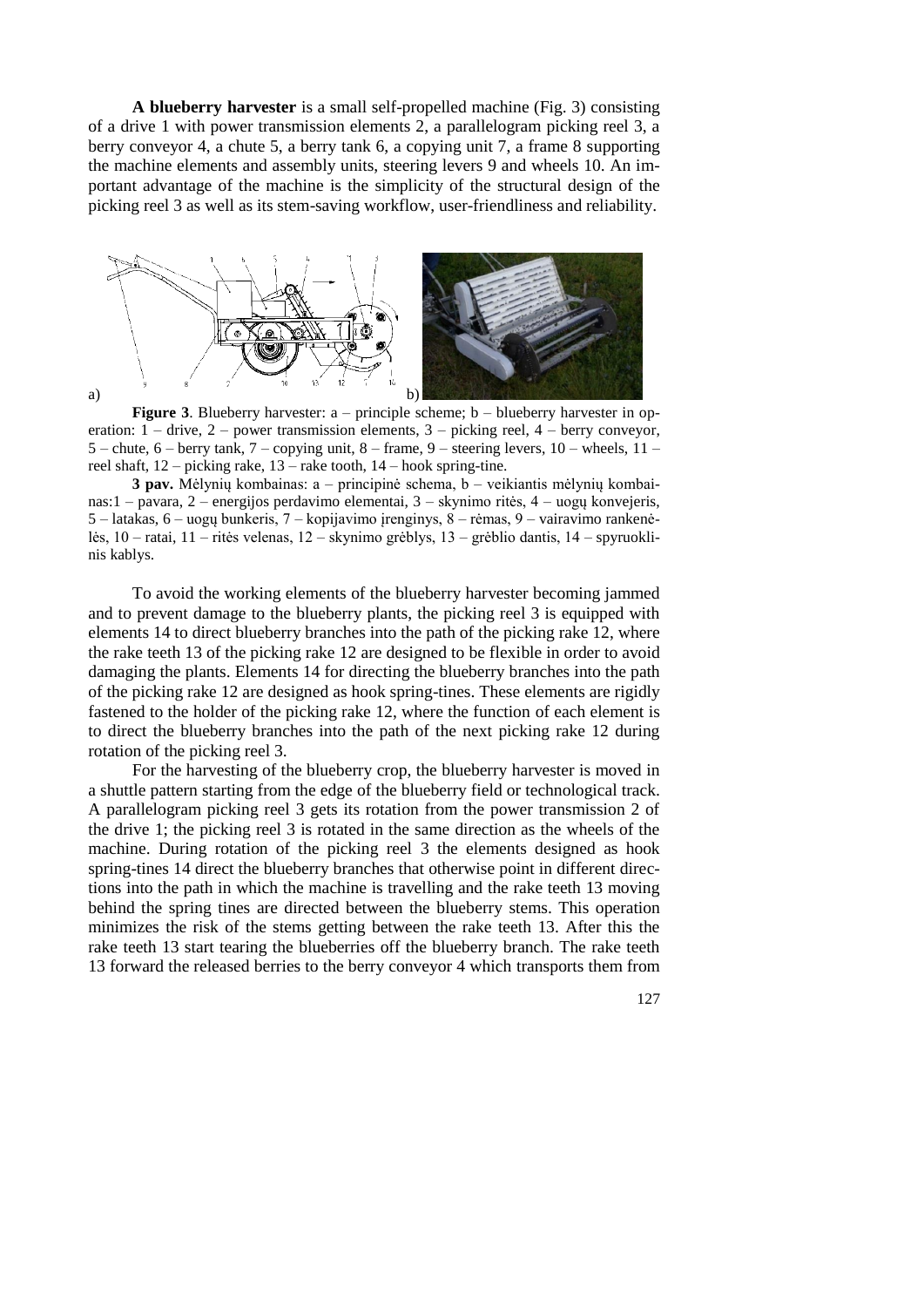**A blueberry harvester** is a small self-propelled machine (Fig. 3) consisting of a drive 1 with power transmission elements 2, a parallelogram picking reel 3, a berry conveyor 4, a chute 5, a berry tank 6, a copying unit 7, a frame 8 supporting the machine elements and assembly units, steering levers 9 and wheels 10. An important advantage of the machine is the simplicity of the structural design of the picking reel 3 as well as its stem-saving workflow, user-friendliness and reliability.

**Figure 3**. Blueberry harvester: a – principle scheme; b – blueberry harvester in operation: 1 – drive, 2 – power transmission elements, 3 – picking reel, 4 – berry conveyor, 5 – chute, 6 – berry tank, 7 – copying unit, 8 – frame, 9 – steering levers, 10 – wheels, 11 – reel shaft, 12 – picking rake, 13 – rake tooth, 14 – hook spring-tine.

**3 pav.** Mėlynių kombainas: a – principinė schema, b – veikiantis mėlynių kombainas:1 – pavara, 2 – energijos perdavimo elementai, 3 – skynimo ritės, 4 – uogų konvejeris, 5 – latakas, 6 – uogų bunkeris, 7 – kopijavimo įrenginys, 8 – rėmas, 9 – vairavimo rankenėlės, 10 – ratai, 11 – ritės velenas, 12 – skynimo grėblys, 13 – grėblio dantis, 14 – spyruoklinis kablys.

To avoid the working elements of the blueberry harvester becoming jammed and to prevent damage to the blueberry plants, the picking reel 3 is equipped with elements 14 to direct blueberry branches into the path of the picking rake 12, where the rake teeth 13 of the picking rake 12 are designed to be flexible in order to avoid damaging the plants. Elements 14 for directing the blueberry branches into the path of the picking rake 12 are designed as hook spring-tines. These elements are rigidly fastened to the holder of the picking rake 12, where the function of each element is to direct the blueberry branches into the path of the next picking rake 12 during rotation of the picking reel 3.

For the harvesting of the blueberry crop, the blueberry harvester is moved in a shuttle pattern starting from the edge of the blueberry field or technological track. A parallelogram picking reel 3 gets its rotation from the power transmission 2 of the drive 1; the picking reel 3 is rotated in the same direction as the wheels of the machine. During rotation of the picking reel 3 the elements designed as hook spring-tines 14 direct the blueberry branches that otherwise point in different directions into the path in which the machine is travelling and the rake teeth 13 moving behind the spring tines are directed between the blueberry stems. This operation minimizes the risk of the stems getting between the rake teeth 13. After this the rake teeth 13 start tearing the blueberries off the blueberry branch. The rake teeth 13 forward the released berries to the berry conveyor 4 which transports them from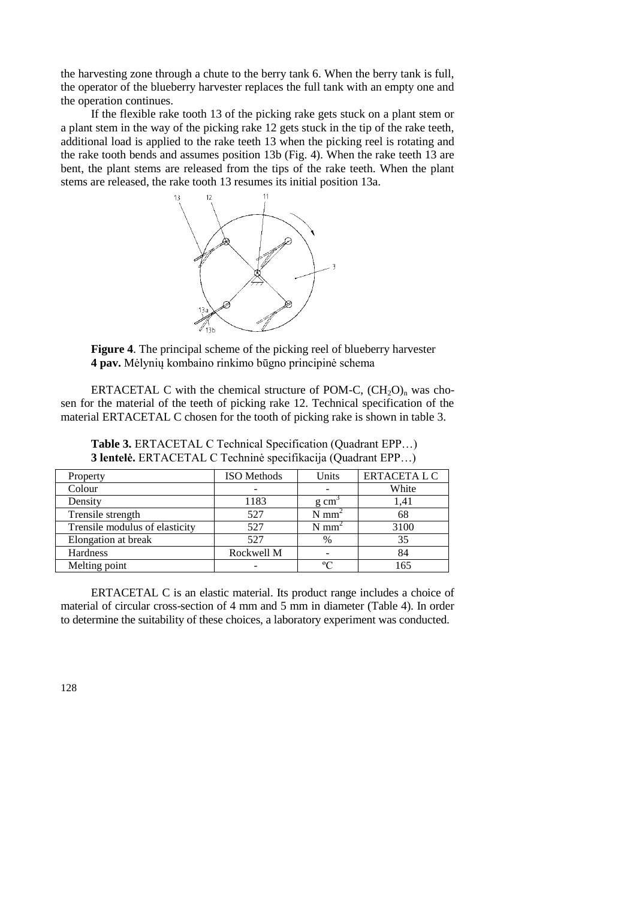the harvesting zone through a chute to the berry tank 6. When the berry tank is full, the operator of the blueberry harvester replaces the full tank with an empty one and the operation continues.

If the flexible rake tooth 13 of the picking rake gets stuck on a plant stem or a plant stem in the way of the picking rake 12 gets stuck in the tip of the rake teeth, additional load is applied to the rake teeth 13 when the picking reel is rotating and the rake tooth bends and assumes position 13b (Fig. 4). When the rake teeth 13 are bent, the plant stems are released from the tips of the rake teeth. When the plant stems are released, the rake tooth 13 resumes its initial position 13a.

13
12
11
3
13a
13b

**Figure 4**. The principal scheme of the picking reel of blueberry harvester
**4 pav.** Mėlynių kombaino rinkimo būgno principinė schema

ERTACETAL C with the chemical structure of POM-C, $(CH_2O)_n$ was chosen for the material of the teeth of picking rake 12. Technical specification of the material ERTACETAL C chosen for the tooth of picking rake is shown in table 3.

**Table 3.** ERTACETAL C Technical Specification (Quadrant EPP…)
**3 lentelė.** ERTACETAL C Techninė specifikacija (Quadrant EPP…)

| Property | ISO Methods | Units | ERTACETA L C |
|---|---|---|---|
| Colour | - | - | White |
| Density | 1183 | g cm$^3$ | 1,41 |
| Trensile strength | 527 | N mm$^2$ | 68 |
| Trensile modulus of elasticity | 527 | N mm$^2$ | 3100 |
| Elongation at break | 527 | % | 35 |
| Hardness | Rockwell M | - | 84 |
| Melting point | - | ºC | 165 |

ERTACETAL C is an elastic material. Its product range includes a choice of material of circular cross-section of 4 mm and 5 mm in diameter (Table 4). In order to determine the suitability of these choices, a laboratory experiment was conducted.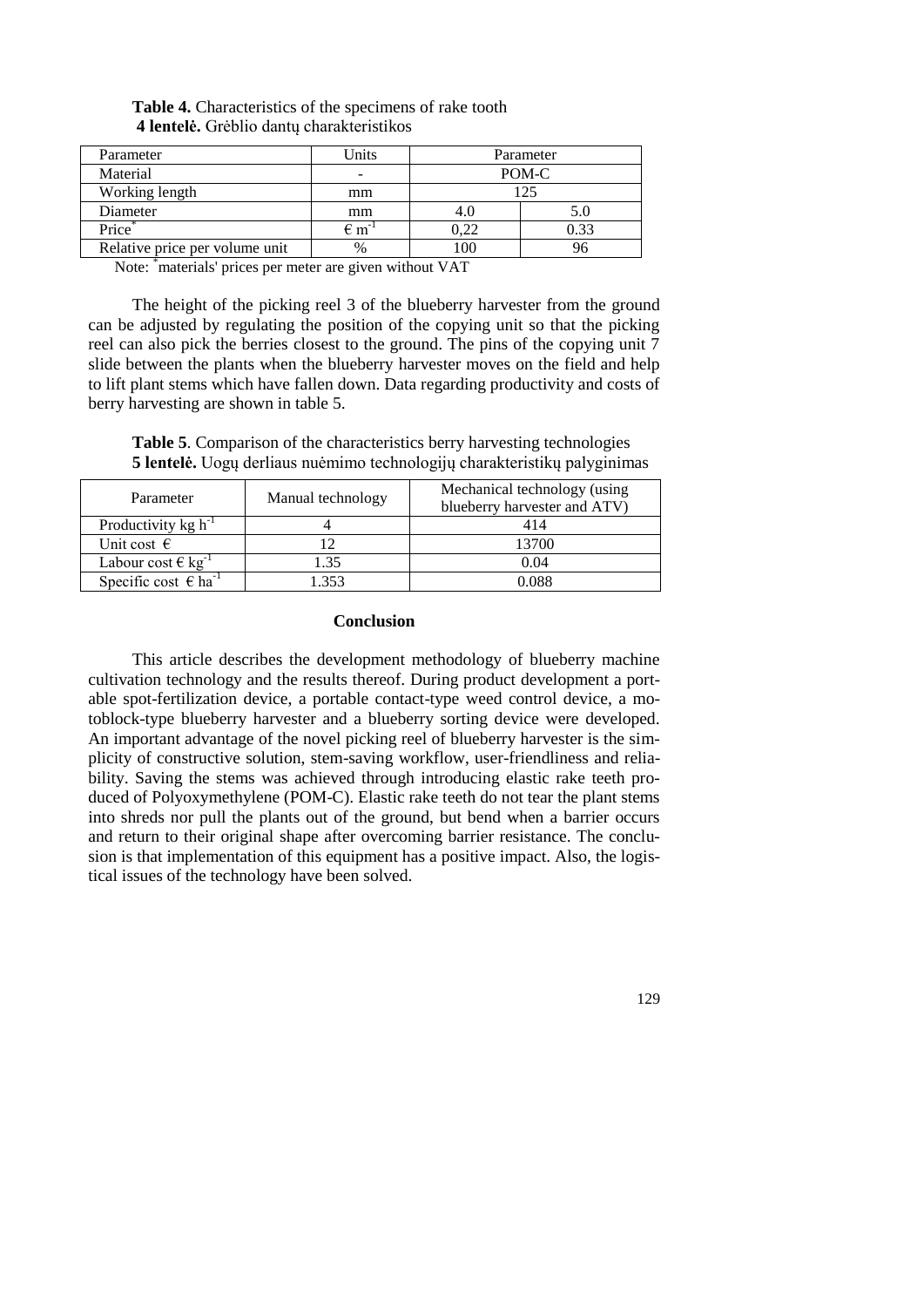**Table 4.** Characteristics of the specimens of rake tooth
**4 lentelė.** Grėblio dantų charakteristikos

| Parameter | Units | Parameter | |
|---|---|---|---|
| Material | - | POM-C | |
| Working length | mm | 125 | |
| Diameter | mm | 4.0 | 5.0 |
| Price* | € $m^{-1}$ | 0,22 | 0.33 |
| Relative price per volume unit | % | 100 | 96 |

Note: *materials' prices per meter are given without VAT

The height of the picking reel 3 of the blueberry harvester from the ground can be adjusted by regulating the position of the copying unit so that the picking reel can also pick the berries closest to the ground. The pins of the copying unit 7 slide between the plants when the blueberry harvester moves on the field and help to lift plant stems which have fallen down. Data regarding productivity and costs of berry harvesting are shown in table 5.

**Table 5**. Comparison of the characteristics berry harvesting technologies
**5 lentelė.** Uogų derliaus nuėmimo technologijų charakteristikų palyginimas

| Parameter | Manual technology | Mechanical technology (using blueberry harvester and ATV) |
|---|---|---|
| Productivity kg $h^{-1}$ | 4 | 414 |
| Unit cost € | 12 | 13700 |
| Labour cost € $kg^{-1}$ | 1.35 | 0.04 |
| Specific cost € $ha^{-1}$ | 1.353 | 0.088 |

## Conclusion

This article describes the development methodology of blueberry machine cultivation technology and the results thereof. During product development a portable spot-fertilization device, a portable contact-type weed control device, a motoblock-type blueberry harvester and a blueberry sorting device were developed. An important advantage of the novel picking reel of blueberry harvester is the simplicity of constructive solution, stem-saving workflow, user-friendliness and reliability. Saving the stems was achieved through introducing elastic rake teeth produced of Polyoxymethylene (POM-C). Elastic rake teeth do not tear the plant stems into shreds nor pull the plants out of the ground, but bend when a barrier occurs and return to their original shape after overcoming barrier resistance. The conclusion is that implementation of this equipment has a positive impact. Also, the logistical issues of the technology have been solved.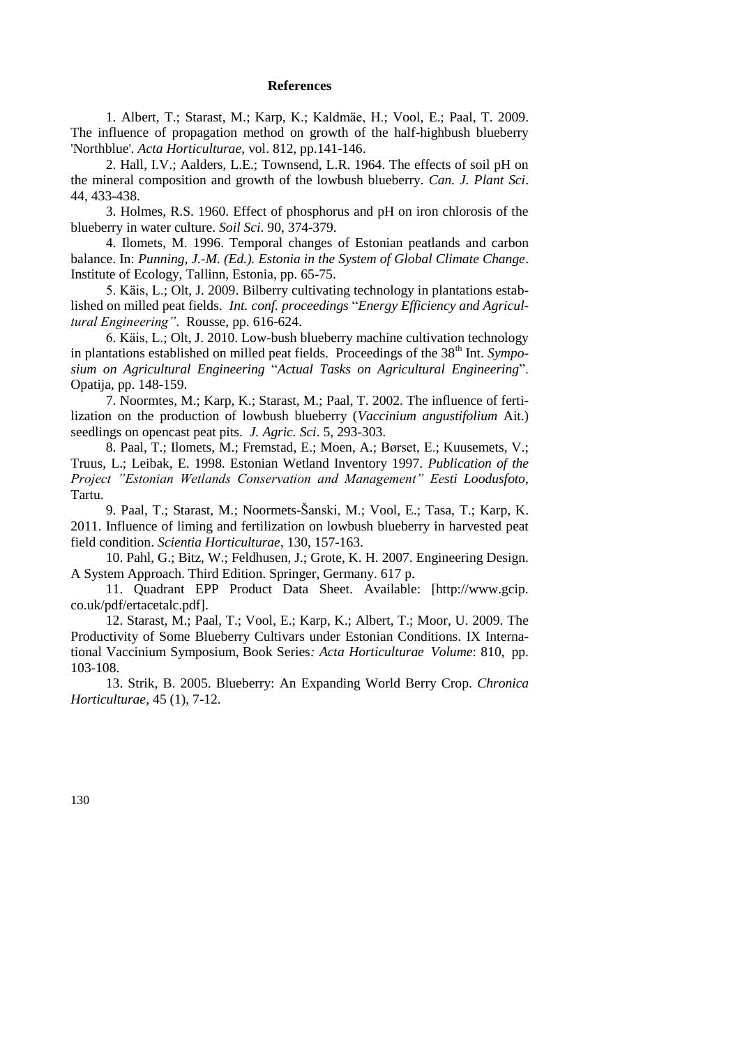## References

1. Albert, T.; Starast, M.; Karp, K.; Kaldmäe, H.; Vool, E.; Paal, T. 2009. The influence of propagation method on growth of the half-highbush blueberry 'Northblue'. *Acta Horticulturae*, vol. 812, pp.141-146.

2. Hall, I.V.; Aalders, L.E.; Townsend, L.R. 1964. The effects of soil pH on the mineral composition and growth of the lowbush blueberry. *Can. J. Plant Sci*. 44, 433-438.

3. Holmes, R.S. 1960. Effect of phosphorus and pH on iron chlorosis of the blueberry in water culture. *Soil Sci*. 90, 374-379.

4. Ilomets, M. 1996. Temporal changes of Estonian peatlands and carbon balance. In: *Punning, J.-M. (Ed.). Estonia in the System of Global Climate Change*. Institute of Ecology, Tallinn, Estonia, pp. 65-75.

5. Käis, L.; Olt, J. 2009. Bilberry cultivating technology in plantations established on milled peat fields. *Int. conf. proceedings* "*Energy Efficiency and Agricultural Engineering"*. Rousse, pp. 616-624.

6. Käis, L.; Olt, J. 2010. Low-bush blueberry machine cultivation technology in plantations established on milled peat fields. Proceedings of the 38th Int. *Symposium on Agricultural Engineering* "*Actual Tasks on Agricultural Engineering*". Opatija, pp. 148-159.

7. Noormtes, M.; Karp, K.; Starast, M.; Paal, T. 2002. The influence of fertilization on the production of lowbush blueberry (*Vaccinium angustifolium* Ait.) seedlings on opencast peat pits. *J. Agric. Sci*. 5, 293-303.

8. Paal, T.; Ilomets, M.; Fremstad, E.; Moen, A.; Børset, E.; Kuusemets, V.; Truus, L.; Leibak, E. 1998. Estonian Wetland Inventory 1997. *Publication of the Project "Estonian Wetlands Conservation and Management" Eesti Loodusfoto*, Tartu.

9. Paal, T.; Starast, M.; Noormets-Šanski, M.; Vool, E.; Tasa, T.; Karp, K. 2011. Influence of liming and fertilization on lowbush blueberry in harvested peat field condition. *Scientia Horticulturae*, 130, 157-163.

10. Pahl, G.; Bitz, W.; Feldhusen, J.; Grote, K. H. 2007. Engineering Design. A System Approach. Third Edition. Springer, Germany. 617 p.

11. Quadrant EPP Product Data Sheet. Available: [http://www.gcip.co.uk/pdf/ertacetalc.pdf].

12. Starast, M.; Paal, T.; Vool, E.; Karp, K.; Albert, T.; Moor, U. 2009. The Productivity of Some Blueberry Cultivars under Estonian Conditions. IX International Vaccinium Symposium, Book Series*: Acta Horticulturae Volume*: 810, pp. 103-108.

13. Strik, B. 2005. Blueberry: An Expanding World Berry Crop. *Chronica Horticulturae*, 45 (1), 7-12.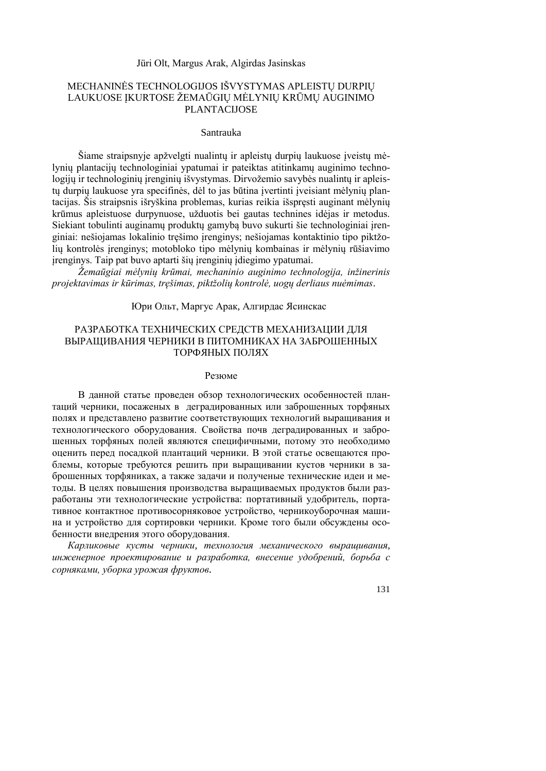Jüri Olt, Margus Arak, Algirdas Jasinskas

## MECHANINĖS TECHNOLOGIJOS IŠVYSTYMAS APLEISTŲ DURPIŲ LAUKUOSE ĮKURTOSE ŽEMAŪGIŲ MĖLYNIŲ KRŪMŲ AUGINIMO PLANTACIJOSE

### Santrauka

Šiame straipsnyje apžvelgti nualintų ir apleistų durpių laukuose įveistų mėlynių plantacijų technologiniai ypatumai ir pateiktas atitinkamų auginimo technologijų ir technologinių įrenginių išvystymas. Dirvožemio savybės nualintų ir apleistų durpių laukuose yra specifinės, dėl to jas būtina įvertinti įveisiant mėlynių plantacijas. Šis straipsnis išryškina problemas, kurias reikia išspręsti auginant mėlynių krūmus apleistuose durpynuose, užduotis bei gautas technines idėjas ir metodus. Siekiant tobulinti auginamų produktų gamybą buvo sukurti šie technologiniai įrenginiai: nešiojamas lokalinio tręšimo įrenginys; nešiojamas kontaktinio tipo piktžolių kontrolės įrenginys; motobloko tipo mėlynių kombainas ir mėlynių rūšiavimo įrenginys. Taip pat buvo aptarti šių įrenginių įdiegimo ypatumai.

*Žemaūgiai mėlynių krūmai, mechaninio auginimo technologija, inžinerinis projektavimas ir kūrimas, tręšimas, piktžolių kontrolė, uogų derliaus nuėmimas*.

Юри Ольт, Маргус Арак, Алгирдас Ясинскас

## РАЗРАБОТКА ТЕХНИЧЕСКИХ СРЕДСТВ МЕХАНИЗАЦИИ ДЛЯ ВЫРАЩИВАНИЯ ЧЕРНИКИ В ПИТОМНИКАХ НА ЗАБРОШЕННЫХ ТОРФЯНЫХ ПОЛЯХ

### Резюме

В данной статье проведен обзор технологических особенностей плантаций черники, посаженых в деградированных или заброшенных торфяных полях и представлено развитие соответствующих технологий выращивания и технологического оборудования. Свойства почв деградированных и заброшенных торфяных полей являются специфичными, потому это необходимо оценить перед посадкой плантаций черники. В этой статье освещаются проблемы, которые требуются решить при выращивании кустов черники в заброшенных торфяниках, а также задачи и полученые технические идеи и методы. В целях повышения производства выращиваемых продуктов были разработаны эти технологические устройства: портативный удобритель, портативное контактное противосорняковое устройство, черникоуборочная машина и устройство для сортировки черники. Кроме того были обсуждены особенности внедрения этого оборудования.

*Карликовые кусты черники, технология механического выращивания, инженерное проектирование и разработка, внесение удобрений, борьба с сорняками, уборка урожая фруктов*.